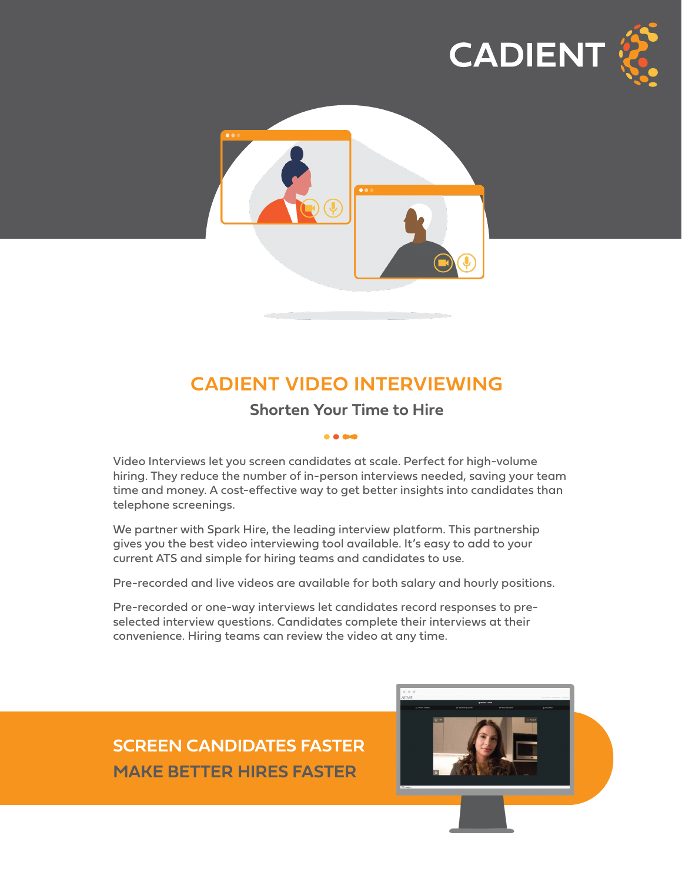CADIENT

# CADIENT VIDEO INTERVIEWING

## Shorten Your Time to Hire

Video Interviews let you screen candidates at scale. Perfect for high-volume hiring. They reduce the number of in-person interviews needed, saving your team time and money. A cost-effective way to get better insights into candidates than telephone screenings.

We partner with Spark Hire, the leading interview platform. This partnership gives you the best video interviewing tool available. It's easy to add to your current ATS and simple for hiring teams and candidates to use.

Pre-recorded and live videos are available for both salary and hourly positions.

Pre-recorded or one-way interviews let candidates record responses to pre-selected interview questions. Candidates complete their interviews at their convenience. Hiring teams can review the video at any time.

**SCREEN CANDIDATES FASTER**

**MAKE BETTER HIRES FASTER**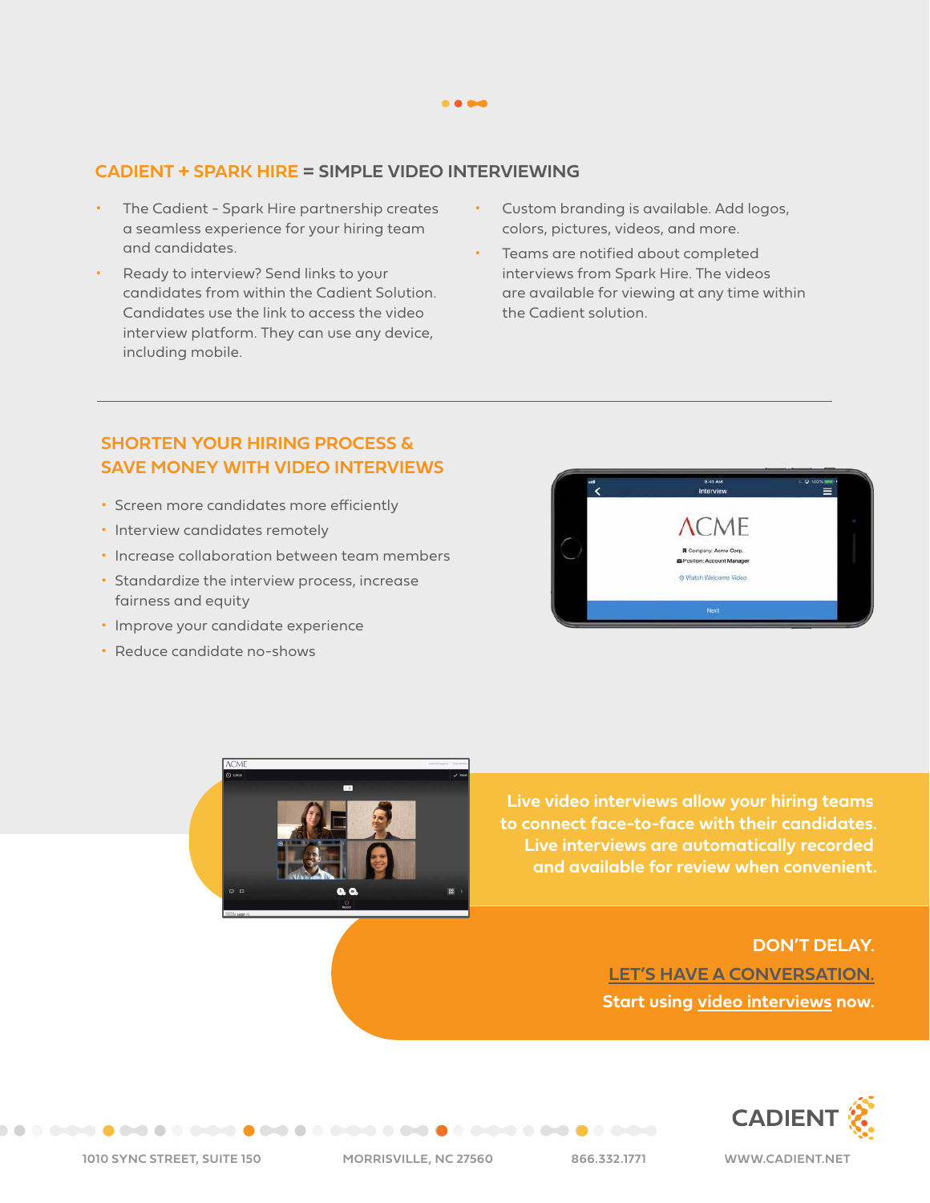## CADIENT + SPARK HIRE = SIMPLE VIDEO INTERVIEWING

- The Cadient - Spark Hire partnership creates a seamless experience for your hiring team and candidates.
- Ready to interview? Send links to your candidates from within the Cadient Solution. Candidates use the link to access the video interview platform. They can use any device, including mobile.
- Custom branding is available. Add logos, colors, pictures, videos, and more.
- Teams are notified about completed interviews from Spark Hire. The videos are available for viewing at any time within the Cadient solution.

---

## SHORTEN YOUR HIRING PROCESS & SAVE MONEY WITH VIDEO INTERVIEWS

- Screen more candidates more efficiently
- Interview candidates remotely
- Increase collaboration between team members
- Standardize the interview process, increase fairness and equity
- Improve your candidate experience
- Reduce candidate no-shows

**Live video interviews allow your hiring teams to connect face-to-face with their candidates. Live interviews are automatically recorded and available for review when convenient.**

**DON'T DELAY.**

**LET'S HAVE A CONVERSATION.**

**Start using video interviews now.**

CADIENT

1010 SYNC STREET, SUITE 150 MORRISVILLE, NC 27560 866.332.1771 WWW.CADIENT.NET